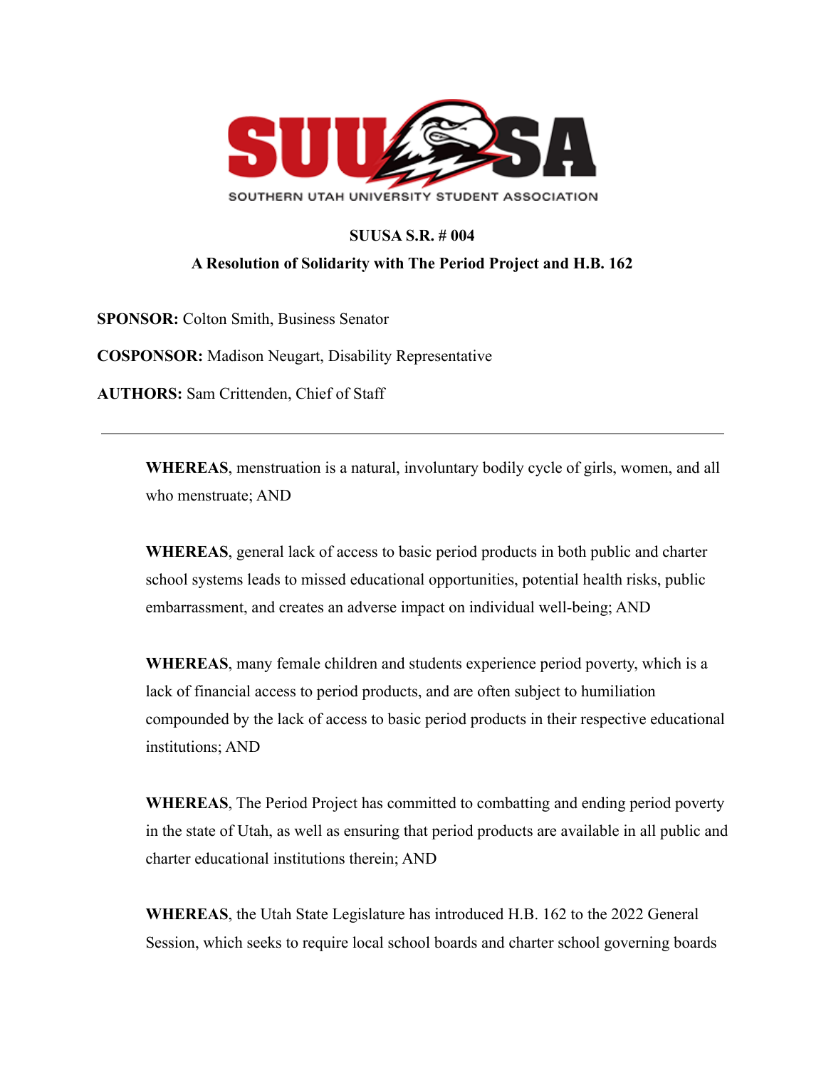SUUSA

SOUTHERN UTAH UNIVERSITY STUDENT ASSOCIATION

**SUUSA S.R. # 004**

**A Resolution of Solidarity with The Period Project and H.B. 162**

**SPONSOR:** Colton Smith, Business Senator

**COSPONSOR:** Madison Neugart, Disability Representative

**AUTHORS:** Sam Crittenden, Chief of Staff

---

**WHEREAS**, menstruation is a natural, involuntary bodily cycle of girls, women, and all who menstruate; AND

**WHEREAS**, general lack of access to basic period products in both public and charter school systems leads to missed educational opportunities, potential health risks, public embarrassment, and creates an adverse impact on individual well-being; AND

**WHEREAS**, many female children and students experience period poverty, which is a lack of financial access to period products, and are often subject to humiliation compounded by the lack of access to basic period products in their respective educational institutions; AND

**WHEREAS**, The Period Project has committed to combatting and ending period poverty in the state of Utah, as well as ensuring that period products are available in all public and charter educational institutions therein; AND

**WHEREAS**, the Utah State Legislature has introduced H.B. 162 to the 2022 General Session, which seeks to require local school boards and charter school governing boards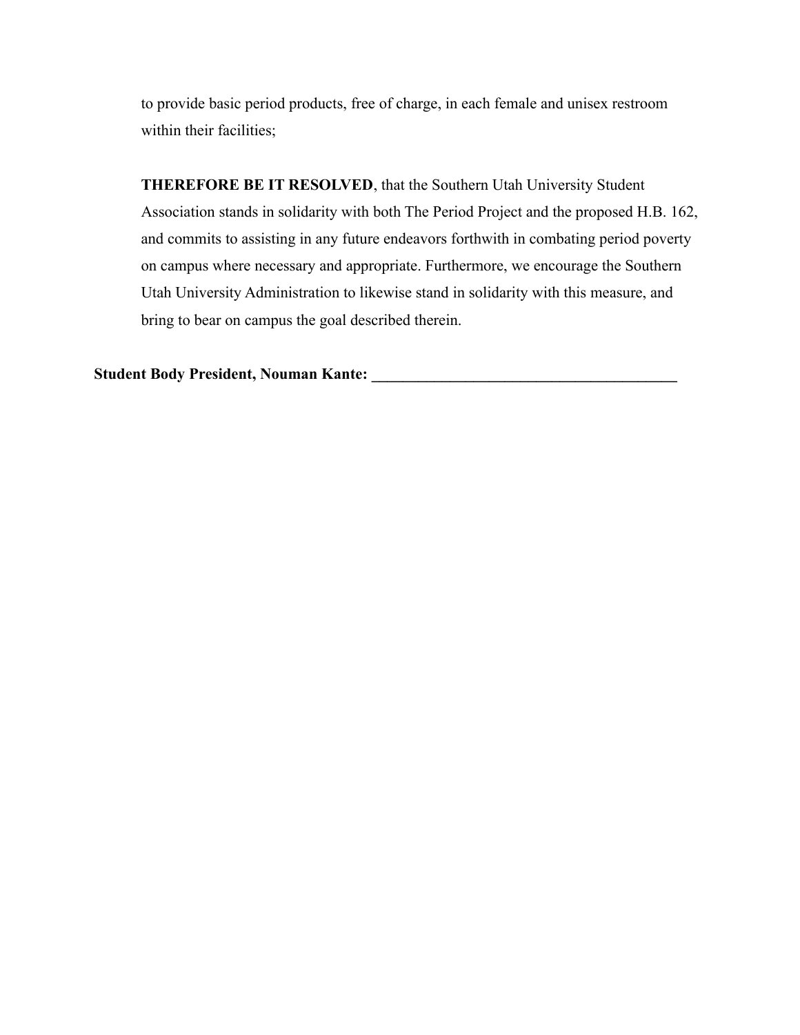to provide basic period products, free of charge, in each female and unisex restroom within their facilities;

**THEREFORE BE IT RESOLVED**, that the Southern Utah University Student Association stands in solidarity with both The Period Project and the proposed H.B. 162, and commits to assisting in any future endeavors forthwith in combating period poverty on campus where necessary and appropriate. Furthermore, we encourage the Southern Utah University Administration to likewise stand in solidarity with this measure, and bring to bear on campus the goal described therein.

**Student Body President, Nouman Kante: ________________________________________**